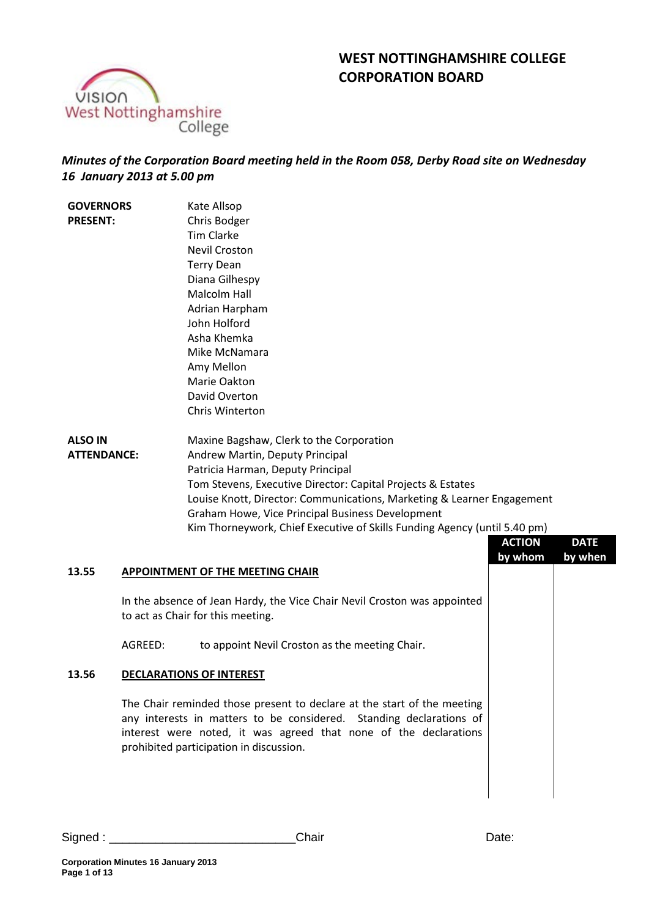# WEST NOTTINGHAMSHIRE COLLEGE CORPORATION BOARD

*Minutes of the Corporation Board meeting held in the Room 058, Derby Road site on Wednesday 16 January 2013 at 5.00 pm*

**GOVERNORS PRESENT:**

Kate Allsop
Chris Bodger
Tim Clarke
Nevil Croston
Terry Dean
Diana Gilhespy
Malcolm Hall
Adrian Harpham
John Holford
Asha Khemka
Mike McNamara
Amy Mellon
Marie Oakton
David Overton
Chris Winterton

**ALSO IN ATTENDANCE:**

Maxine Bagshaw, Clerk to the Corporation
Andrew Martin, Deputy Principal
Patricia Harman, Deputy Principal
Tom Stevens, Executive Director: Capital Projects & Estates
Louise Knott, Director: Communications, Marketing & Learner Engagement
Graham Howe, Vice Principal Business Development
Kim Thorneywork, Chief Executive of Skills Funding Agency (until 5.40 pm)

| | | ACTION by whom | DATE by when |
|---|---|---|---|

**13.55 APPOINTMENT OF THE MEETING CHAIR**

In the absence of Jean Hardy, the Vice Chair Nevil Croston was appointed to act as Chair for this meeting.

AGREED: to appoint Nevil Croston as the meeting Chair.

**13.56 DECLARATIONS OF INTEREST**

The Chair reminded those present to declare at the start of the meeting any interests in matters to be considered. Standing declarations of interest were noted, it was agreed that none of the declarations prohibited participation in discussion.

Signed : ___________________________Chair Date: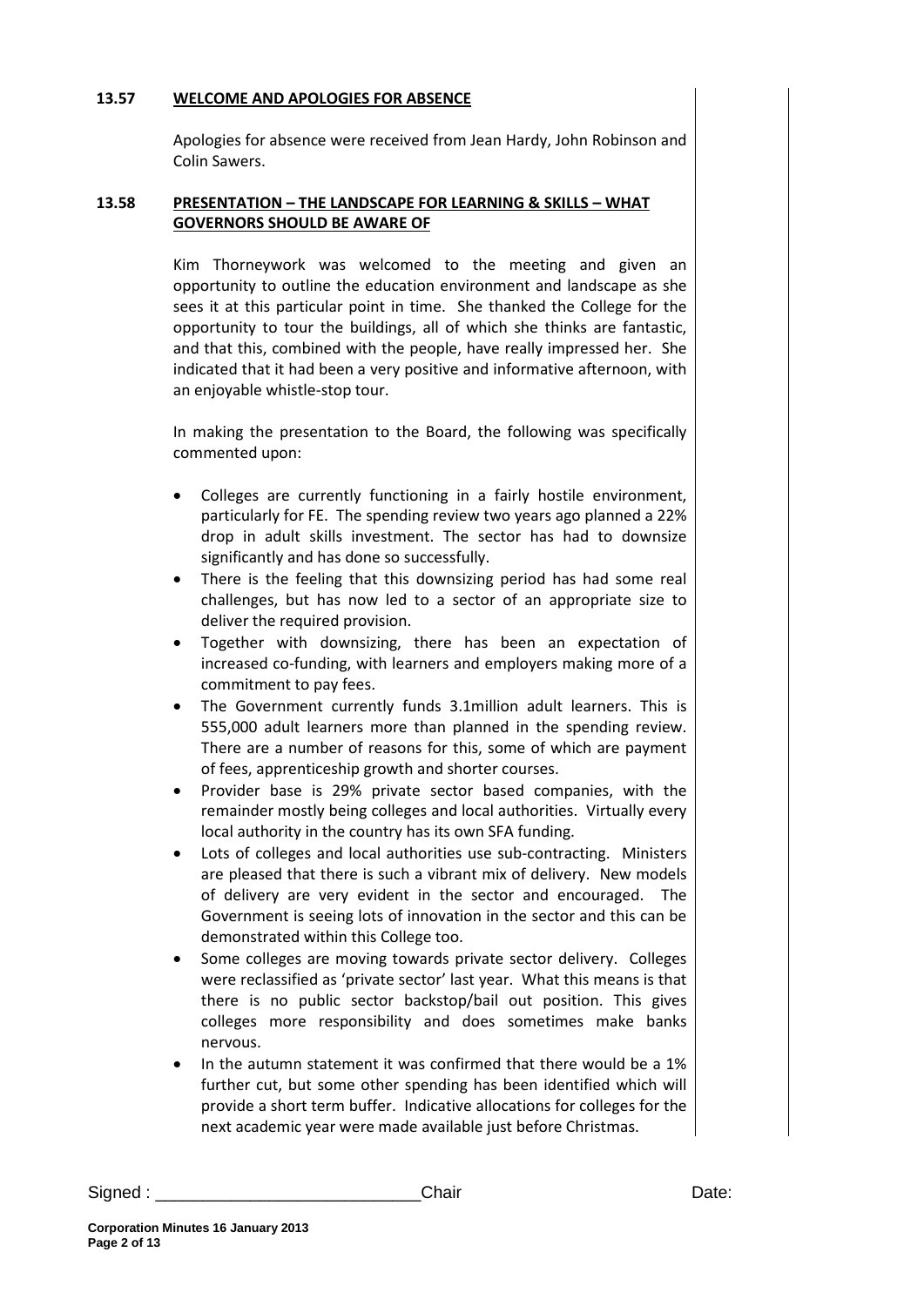**13.57 WELCOME AND APOLOGIES FOR ABSENCE**

Apologies for absence were received from Jean Hardy, John Robinson and Colin Sawers.

**13.58 PRESENTATION – THE LANDSCAPE FOR LEARNING & SKILLS – WHAT GOVERNORS SHOULD BE AWARE OF**

Kim Thorneywork was welcomed to the meeting and given an opportunity to outline the education environment and landscape as she sees it at this particular point in time. She thanked the College for the opportunity to tour the buildings, all of which she thinks are fantastic, and that this, combined with the people, have really impressed her. She indicated that it had been a very positive and informative afternoon, with an enjoyable whistle-stop tour.

In making the presentation to the Board, the following was specifically commented upon:

- Colleges are currently functioning in a fairly hostile environment, particularly for FE. The spending review two years ago planned a 22% drop in adult skills investment. The sector has had to downsize significantly and has done so successfully.
- There is the feeling that this downsizing period has had some real challenges, but has now led to a sector of an appropriate size to deliver the required provision.
- Together with downsizing, there has been an expectation of increased co-funding, with learners and employers making more of a commitment to pay fees.
- The Government currently funds 3.1million adult learners. This is 555,000 adult learners more than planned in the spending review. There are a number of reasons for this, some of which are payment of fees, apprenticeship growth and shorter courses.
- Provider base is 29% private sector based companies, with the remainder mostly being colleges and local authorities. Virtually every local authority in the country has its own SFA funding.
- Lots of colleges and local authorities use sub-contracting. Ministers are pleased that there is such a vibrant mix of delivery. New models of delivery are very evident in the sector and encouraged. The Government is seeing lots of innovation in the sector and this can be demonstrated within this College too.
- Some colleges are moving towards private sector delivery. Colleges were reclassified as 'private sector' last year. What this means is that there is no public sector backstop/bail out position. This gives colleges more responsibility and does sometimes make banks nervous.
- In the autumn statement it was confirmed that there would be a 1% further cut, but some other spending has been identified which will provide a short term buffer. Indicative allocations for colleges for the next academic year were made available just before Christmas.

Signed : ___________________________Chair Date: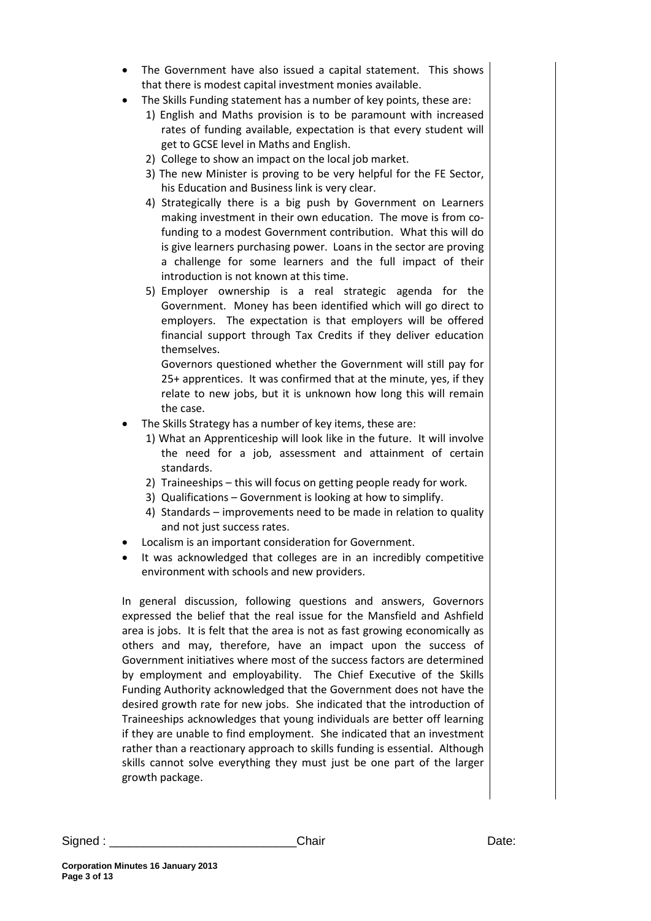- The Government have also issued a capital statement. This shows that there is modest capital investment monies available.
- The Skills Funding statement has a number of key points, these are:
  1) English and Maths provision is to be paramount with increased rates of funding available, expectation is that every student will get to GCSE level in Maths and English.
  2) College to show an impact on the local job market.
  3) The new Minister is proving to be very helpful for the FE Sector, his Education and Business link is very clear.
  4) Strategically there is a big push by Government on Learners making investment in their own education. The move is from co-funding to a modest Government contribution. What this will do is give learners purchasing power. Loans in the sector are proving a challenge for some learners and the full impact of their introduction is not known at this time.
  5) Employer ownership is a real strategic agenda for the Government. Money has been identified which will go direct to employers. The expectation is that employers will be offered financial support through Tax Credits if they deliver education themselves.

     Governors questioned whether the Government will still pay for 25+ apprentices. It was confirmed that at the minute, yes, if they relate to new jobs, but it is unknown how long this will remain the case.
- The Skills Strategy has a number of key items, these are:
  1) What an Apprenticeship will look like in the future. It will involve the need for a job, assessment and attainment of certain standards.
  2) Traineeships – this will focus on getting people ready for work.
  3) Qualifications – Government is looking at how to simplify.
  4) Standards – improvements need to be made in relation to quality and not just success rates.
- Localism is an important consideration for Government.
- It was acknowledged that colleges are in an incredibly competitive environment with schools and new providers.

In general discussion, following questions and answers, Governors expressed the belief that the real issue for the Mansfield and Ashfield area is jobs. It is felt that the area is not as fast growing economically as others and may, therefore, have an impact upon the success of Government initiatives where most of the success factors are determined by employment and employability. The Chief Executive of the Skills Funding Authority acknowledged that the Government does not have the desired growth rate for new jobs. She indicated that the introduction of Traineeships acknowledges that young individuals are better off learning if they are unable to find employment. She indicated that an investment rather than a reactionary approach to skills funding is essential. Although skills cannot solve everything they must just be one part of the larger growth package.

Signed : ___________________________Chair Date: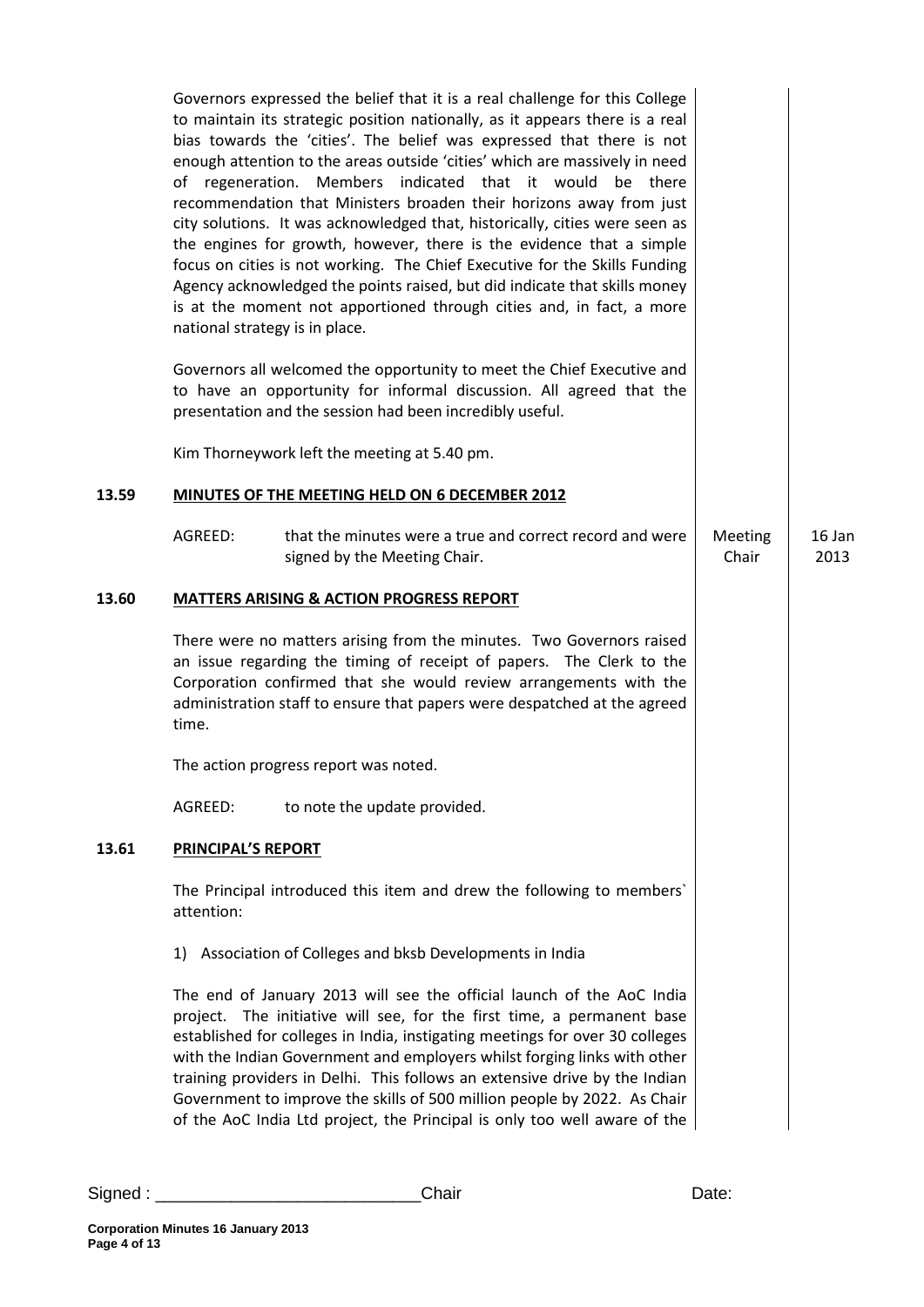Governors expressed the belief that it is a real challenge for this College to maintain its strategic position nationally, as it appears there is a real bias towards the 'cities'. The belief was expressed that there is not enough attention to the areas outside 'cities' which are massively in need of regeneration. Members indicated that it would be there recommendation that Ministers broaden their horizons away from just city solutions. It was acknowledged that, historically, cities were seen as the engines for growth, however, there is the evidence that a simple focus on cities is not working. The Chief Executive for the Skills Funding Agency acknowledged the points raised, but did indicate that skills money is at the moment not apportioned through cities and, in fact, a more national strategy is in place.

Governors all welcomed the opportunity to meet the Chief Executive and to have an opportunity for informal discussion. All agreed that the presentation and the session had been incredibly useful.

Kim Thorneywork left the meeting at 5.40 pm.

**13.59 MINUTES OF THE MEETING HELD ON 6 DECEMBER 2012**

| | | | |
|---|---|---|---|
| AGREED: | that the minutes were a true and correct record and were signed by the Meeting Chair. | Meeting Chair | 16 Jan 2013 |

**13.60 MATTERS ARISING & ACTION PROGRESS REPORT**

There were no matters arising from the minutes. Two Governors raised an issue regarding the timing of receipt of papers. The Clerk to the Corporation confirmed that she would review arrangements with the administration staff to ensure that papers were despatched at the agreed time.

The action progress report was noted.

AGREED: to note the update provided.

**13.61 PRINCIPAL'S REPORT**

The Principal introduced this item and drew the following to members` attention:

1) Association of Colleges and bksb Developments in India

The end of January 2013 will see the official launch of the AoC India project. The initiative will see, for the first time, a permanent base established for colleges in India, instigating meetings for over 30 colleges with the Indian Government and employers whilst forging links with other training providers in Delhi. This follows an extensive drive by the Indian Government to improve the skills of 500 million people by 2022. As Chair of the AoC India Ltd project, the Principal is only too well aware of the

Signed : \_\_\_\_\_\_\_\_\_\_\_\_\_\_\_\_\_\_\_\_\_\_\_\_\_\_\_\_ Chair Date: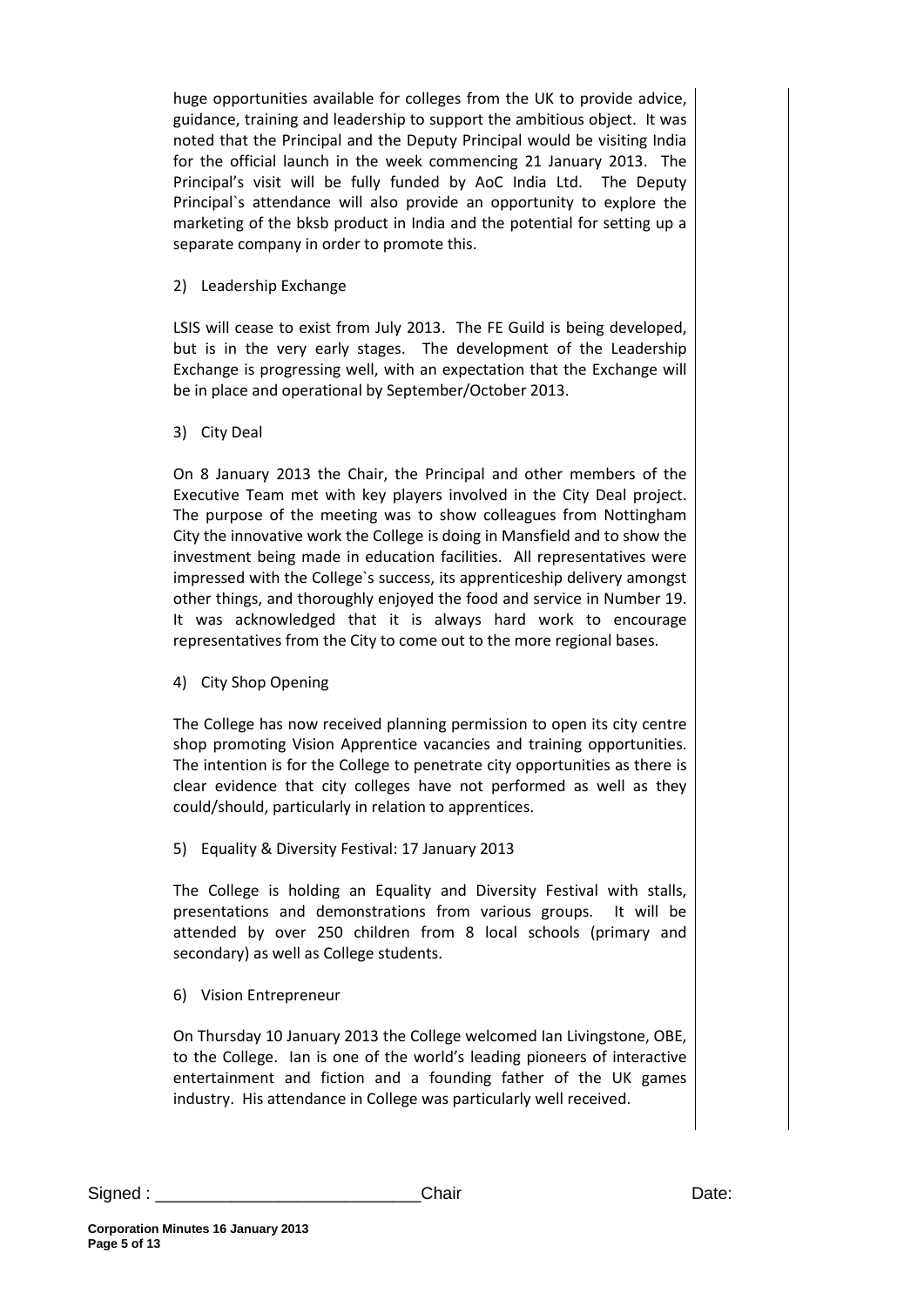huge opportunities available for colleges from the UK to provide advice, guidance, training and leadership to support the ambitious object. It was noted that the Principal and the Deputy Principal would be visiting India for the official launch in the week commencing 21 January 2013. The Principal's visit will be fully funded by AoC India Ltd. The Deputy Principal`s attendance will also provide an opportunity to explore the marketing of the bksb product in India and the potential for setting up a separate company in order to promote this.

2) Leadership Exchange

LSIS will cease to exist from July 2013. The FE Guild is being developed, but is in the very early stages. The development of the Leadership Exchange is progressing well, with an expectation that the Exchange will be in place and operational by September/October 2013.

3) City Deal

On 8 January 2013 the Chair, the Principal and other members of the Executive Team met with key players involved in the City Deal project. The purpose of the meeting was to show colleagues from Nottingham City the innovative work the College is doing in Mansfield and to show the investment being made in education facilities. All representatives were impressed with the College`s success, its apprenticeship delivery amongst other things, and thoroughly enjoyed the food and service in Number 19. It was acknowledged that it is always hard work to encourage representatives from the City to come out to the more regional bases.

4) City Shop Opening

The College has now received planning permission to open its city centre shop promoting Vision Apprentice vacancies and training opportunities. The intention is for the College to penetrate city opportunities as there is clear evidence that city colleges have not performed as well as they could/should, particularly in relation to apprentices.

5) Equality & Diversity Festival: 17 January 2013

The College is holding an Equality and Diversity Festival with stalls, presentations and demonstrations from various groups. It will be attended by over 250 children from 8 local schools (primary and secondary) as well as College students.

6) Vision Entrepreneur

On Thursday 10 January 2013 the College welcomed Ian Livingstone, OBE, to the College. Ian is one of the world's leading pioneers of interactive entertainment and fiction and a founding father of the UK games industry. His attendance in College was particularly well received.

Signed : ___________________________Chair Date: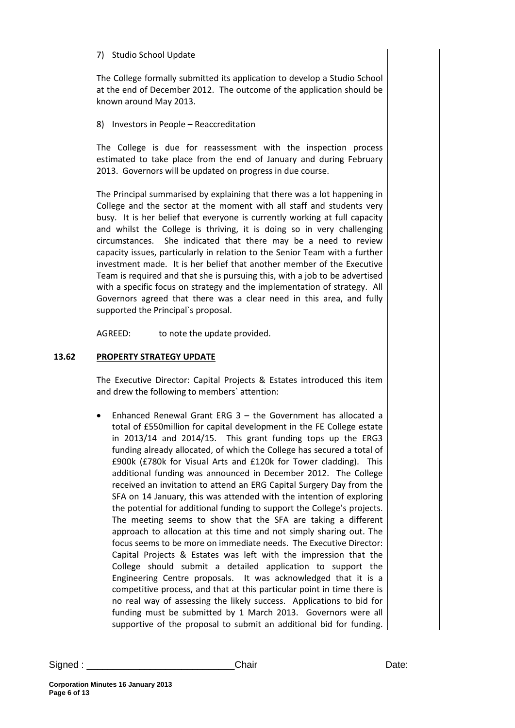7) Studio School Update

The College formally submitted its application to develop a Studio School at the end of December 2012. The outcome of the application should be known around May 2013.

8) Investors in People – Reaccreditation

The College is due for reassessment with the inspection process estimated to take place from the end of January and during February 2013. Governors will be updated on progress in due course.

The Principal summarised by explaining that there was a lot happening in College and the sector at the moment with all staff and students very busy. It is her belief that everyone is currently working at full capacity and whilst the College is thriving, it is doing so in very challenging circumstances. She indicated that there may be a need to review capacity issues, particularly in relation to the Senior Team with a further investment made. It is her belief that another member of the Executive Team is required and that she is pursuing this, with a job to be advertised with a specific focus on strategy and the implementation of strategy. All Governors agreed that there was a clear need in this area, and fully supported the Principal`s proposal.

AGREED: to note the update provided.

## 13.62 PROPERTY STRATEGY UPDATE

The Executive Director: Capital Projects & Estates introduced this item and drew the following to members` attention:

- Enhanced Renewal Grant ERG 3 – the Government has allocated a total of £550million for capital development in the FE College estate in 2013/14 and 2014/15. This grant funding tops up the ERG3 funding already allocated, of which the College has secured a total of £900k (£780k for Visual Arts and £120k for Tower cladding). This additional funding was announced in December 2012. The College received an invitation to attend an ERG Capital Surgery Day from the SFA on 14 January, this was attended with the intention of exploring the potential for additional funding to support the College's projects. The meeting seems to show that the SFA are taking a different approach to allocation at this time and not simply sharing out. The focus seems to be more on immediate needs. The Executive Director: Capital Projects & Estates was left with the impression that the College should submit a detailed application to support the Engineering Centre proposals. It was acknowledged that it is a competitive process, and that at this particular point in time there is no real way of assessing the likely success. Applications to bid for funding must be submitted by 1 March 2013. Governors were all supportive of the proposal to submit an additional bid for funding.

Signed : ____________________________Chair Date: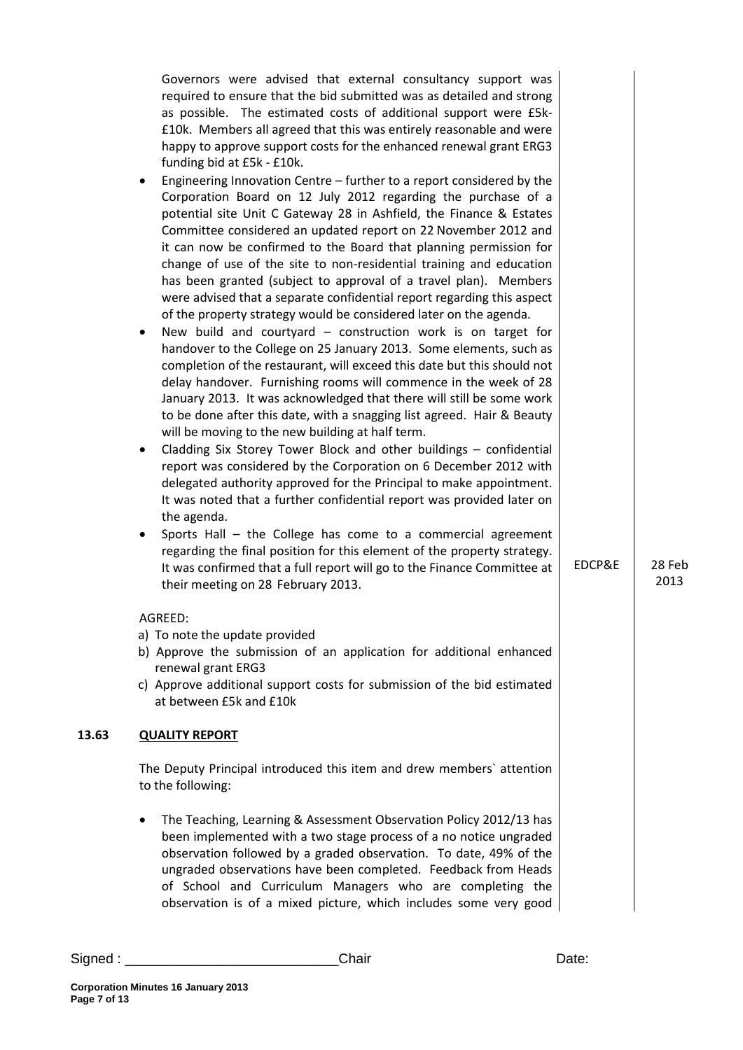Governors were advised that external consultancy support was required to ensure that the bid submitted was as detailed and strong as possible. The estimated costs of additional support were £5k-£10k. Members all agreed that this was entirely reasonable and were happy to approve support costs for the enhanced renewal grant ERG3 funding bid at £5k - £10k.

- Engineering Innovation Centre – further to a report considered by the Corporation Board on 12 July 2012 regarding the purchase of a potential site Unit C Gateway 28 in Ashfield, the Finance & Estates Committee considered an updated report on 22 November 2012 and it can now be confirmed to the Board that planning permission for change of use of the site to non-residential training and education has been granted (subject to approval of a travel plan). Members were advised that a separate confidential report regarding this aspect of the property strategy would be considered later on the agenda.
- New build and courtyard – construction work is on target for handover to the College on 25 January 2013. Some elements, such as completion of the restaurant, will exceed this date but this should not delay handover. Furnishing rooms will commence in the week of 28 January 2013. It was acknowledged that there will still be some work to be done after this date, with a snagging list agreed. Hair & Beauty will be moving to the new building at half term.
- Cladding Six Storey Tower Block and other buildings – confidential report was considered by the Corporation on 6 December 2012 with delegated authority approved for the Principal to make appointment. It was noted that a further confidential report was provided later on the agenda.
- Sports Hall – the College has come to a commercial agreement regarding the final position for this element of the property strategy. It was confirmed that a full report will go to the Finance Committee at their meeting on 28 February 2013. | EDCP&E | 28 Feb 2013

AGREED:

a) To note the update provided
b) Approve the submission of an application for additional enhanced renewal grant ERG3
c) Approve additional support costs for submission of the bid estimated at between £5k and £10k

## 13.63 QUALITY REPORT

The Deputy Principal introduced this item and drew members` attention to the following:

- The Teaching, Learning & Assessment Observation Policy 2012/13 has been implemented with a two stage process of a no notice ungraded observation followed by a graded observation. To date, 49% of the ungraded observations have been completed. Feedback from Heads of School and Curriculum Managers who are completing the observation is of a mixed picture, which includes some very good

Signed : \_\_\_\_\_\_\_\_\_\_\_\_\_\_\_\_\_\_\_\_\_\_\_\_\_\_\_\_ Chair Date: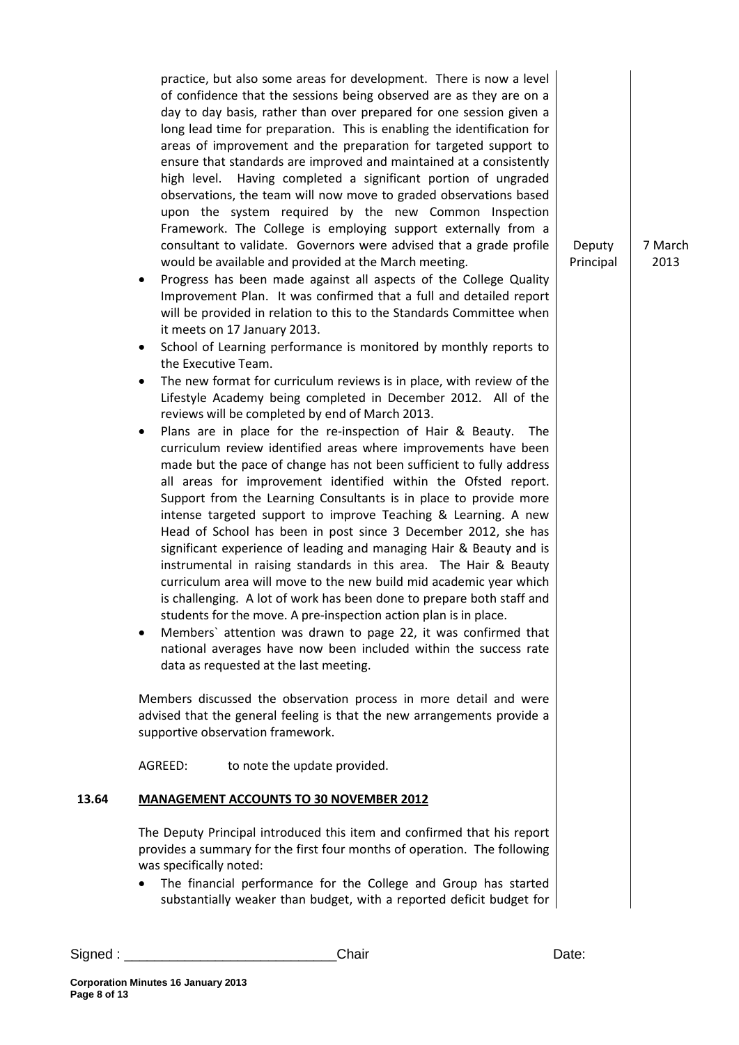practice, but also some areas for development. There is now a level of confidence that the sessions being observed are as they are on a day to day basis, rather than over prepared for one session given a long lead time for preparation. This is enabling the identification for areas of improvement and the preparation for targeted support to ensure that standards are improved and maintained at a consistently high level. Having completed a significant portion of ungraded observations, the team will now move to graded observations based upon the system required by the new Common Inspection Framework. The College is employing support externally from a consultant to validate. Governors were advised that a grade profile would be available and provided at the March meeting. — Deputy Principal — 7 March 2013

- Progress has been made against all aspects of the College Quality Improvement Plan. It was confirmed that a full and detailed report will be provided in relation to this to the Standards Committee when it meets on 17 January 2013.
- School of Learning performance is monitored by monthly reports to the Executive Team.
- The new format for curriculum reviews is in place, with review of the Lifestyle Academy being completed in December 2012. All of the reviews will be completed by end of March 2013.
- Plans are in place for the re-inspection of Hair & Beauty. The curriculum review identified areas where improvements have been made but the pace of change has not been sufficient to fully address all areas for improvement identified within the Ofsted report. Support from the Learning Consultants is in place to provide more intense targeted support to improve Teaching & Learning. A new Head of School has been in post since 3 December 2012, she has significant experience of leading and managing Hair & Beauty and is instrumental in raising standards in this area. The Hair & Beauty curriculum area will move to the new build mid academic year which is challenging. A lot of work has been done to prepare both staff and students for the move. A pre-inspection action plan is in place.
- Members` attention was drawn to page 22, it was confirmed that national averages have now been included within the success rate data as requested at the last meeting.

Members discussed the observation process in more detail and were advised that the general feeling is that the new arrangements provide a supportive observation framework.

AGREED: to note the update provided.

**13.64 MANAGEMENT ACCOUNTS TO 30 NOVEMBER 2012**

The Deputy Principal introduced this item and confirmed that his report provides a summary for the first four months of operation. The following was specifically noted:

- The financial performance for the College and Group has started substantially weaker than budget, with a reported deficit budget for

Signed : ___________________________Chair Date: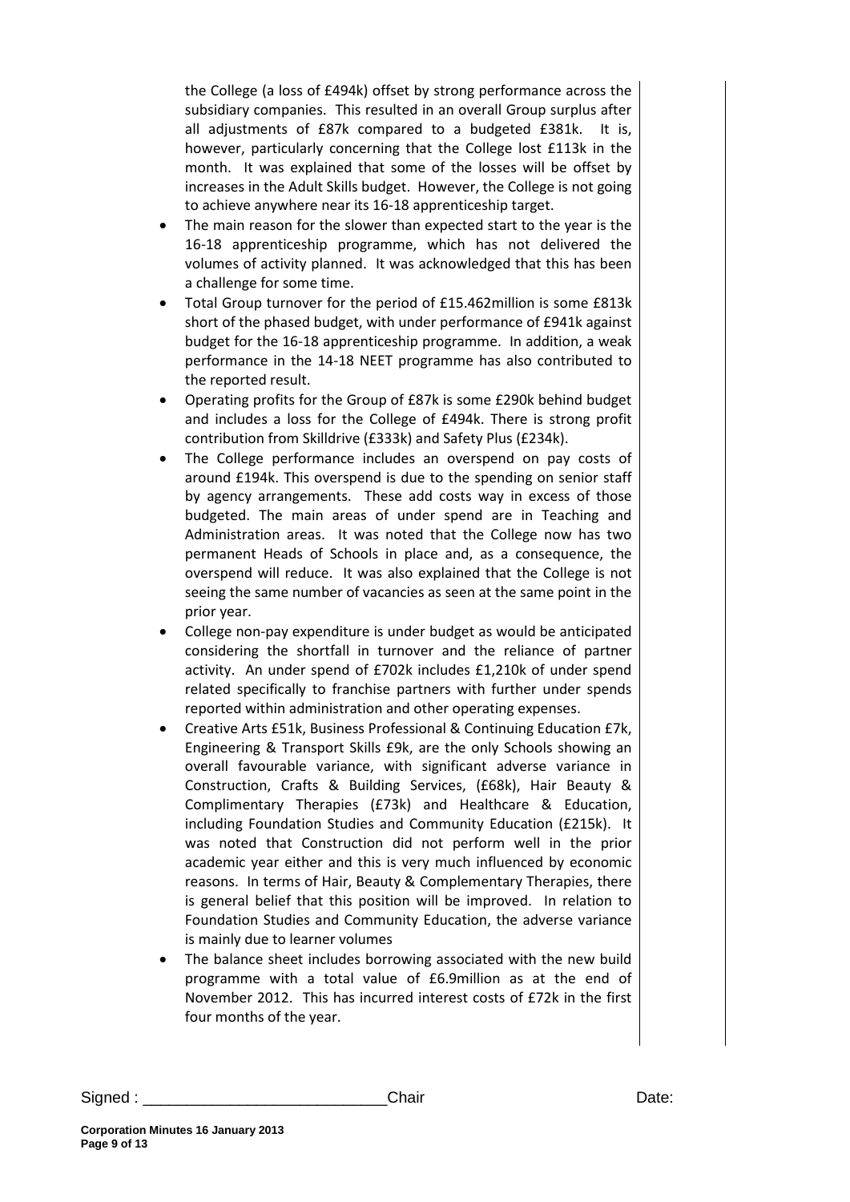the College (a loss of £494k) offset by strong performance across the subsidiary companies. This resulted in an overall Group surplus after all adjustments of £87k compared to a budgeted £381k. It is, however, particularly concerning that the College lost £113k in the month. It was explained that some of the losses will be offset by increases in the Adult Skills budget. However, the College is not going to achieve anywhere near its 16-18 apprenticeship target.

- The main reason for the slower than expected start to the year is the 16-18 apprenticeship programme, which has not delivered the volumes of activity planned. It was acknowledged that this has been a challenge for some time.
- Total Group turnover for the period of £15.462million is some £813k short of the phased budget, with under performance of £941k against budget for the 16-18 apprenticeship programme. In addition, a weak performance in the 14-18 NEET programme has also contributed to the reported result.
- Operating profits for the Group of £87k is some £290k behind budget and includes a loss for the College of £494k. There is strong profit contribution from Skilldrive (£333k) and Safety Plus (£234k).
- The College performance includes an overspend on pay costs of around £194k. This overspend is due to the spending on senior staff by agency arrangements. These add costs way in excess of those budgeted. The main areas of under spend are in Teaching and Administration areas. It was noted that the College now has two permanent Heads of Schools in place and, as a consequence, the overspend will reduce. It was also explained that the College is not seeing the same number of vacancies as seen at the same point in the prior year.
- College non-pay expenditure is under budget as would be anticipated considering the shortfall in turnover and the reliance of partner activity. An under spend of £702k includes £1,210k of under spend related specifically to franchise partners with further under spends reported within administration and other operating expenses.
- Creative Arts £51k, Business Professional & Continuing Education £7k, Engineering & Transport Skills £9k, are the only Schools showing an overall favourable variance, with significant adverse variance in Construction, Crafts & Building Services, (£68k), Hair Beauty & Complimentary Therapies (£73k) and Healthcare & Education, including Foundation Studies and Community Education (£215k). It was noted that Construction did not perform well in the prior academic year either and this is very much influenced by economic reasons. In terms of Hair, Beauty & Complementary Therapies, there is general belief that this position will be improved. In relation to Foundation Studies and Community Education, the adverse variance is mainly due to learner volumes
- The balance sheet includes borrowing associated with the new build programme with a total value of £6.9million as at the end of November 2012. This has incurred interest costs of £72k in the first four months of the year.

Signed : ___________________________ Chair Date:

**Corporation Minutes 16 January 2013**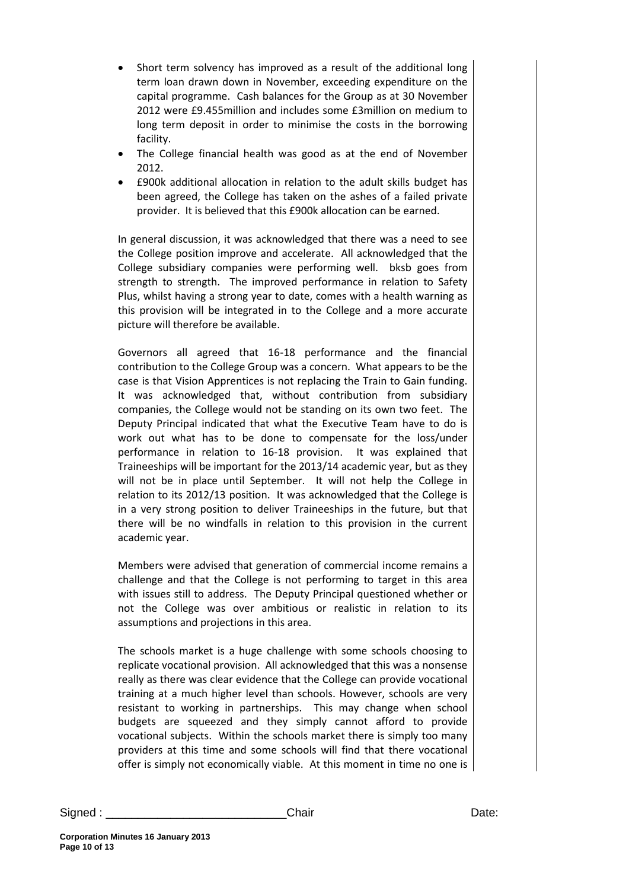- Short term solvency has improved as a result of the additional long term loan drawn down in November, exceeding expenditure on the capital programme. Cash balances for the Group as at 30 November 2012 were £9.455million and includes some £3million on medium to long term deposit in order to minimise the costs in the borrowing facility.
- The College financial health was good as at the end of November 2012.
- £900k additional allocation in relation to the adult skills budget has been agreed, the College has taken on the ashes of a failed private provider. It is believed that this £900k allocation can be earned.

In general discussion, it was acknowledged that there was a need to see the College position improve and accelerate. All acknowledged that the College subsidiary companies were performing well. bksb goes from strength to strength. The improved performance in relation to Safety Plus, whilst having a strong year to date, comes with a health warning as this provision will be integrated in to the College and a more accurate picture will therefore be available.

Governors all agreed that 16-18 performance and the financial contribution to the College Group was a concern. What appears to be the case is that Vision Apprentices is not replacing the Train to Gain funding. It was acknowledged that, without contribution from subsidiary companies, the College would not be standing on its own two feet. The Deputy Principal indicated that what the Executive Team have to do is work out what has to be done to compensate for the loss/under performance in relation to 16-18 provision. It was explained that Traineeships will be important for the 2013/14 academic year, but as they will not be in place until September. It will not help the College in relation to its 2012/13 position. It was acknowledged that the College is in a very strong position to deliver Traineeships in the future, but that there will be no windfalls in relation to this provision in the current academic year.

Members were advised that generation of commercial income remains a challenge and that the College is not performing to target in this area with issues still to address. The Deputy Principal questioned whether or not the College was over ambitious or realistic in relation to its assumptions and projections in this area.

The schools market is a huge challenge with some schools choosing to replicate vocational provision. All acknowledged that this was a nonsense really as there was clear evidence that the College can provide vocational training at a much higher level than schools. However, schools are very resistant to working in partnerships. This may change when school budgets are squeezed and they simply cannot afford to provide vocational subjects. Within the schools market there is simply too many providers at this time and some schools will find that there vocational offer is simply not economically viable. At this moment in time no one is

Signed : ____________________________ Chair Date: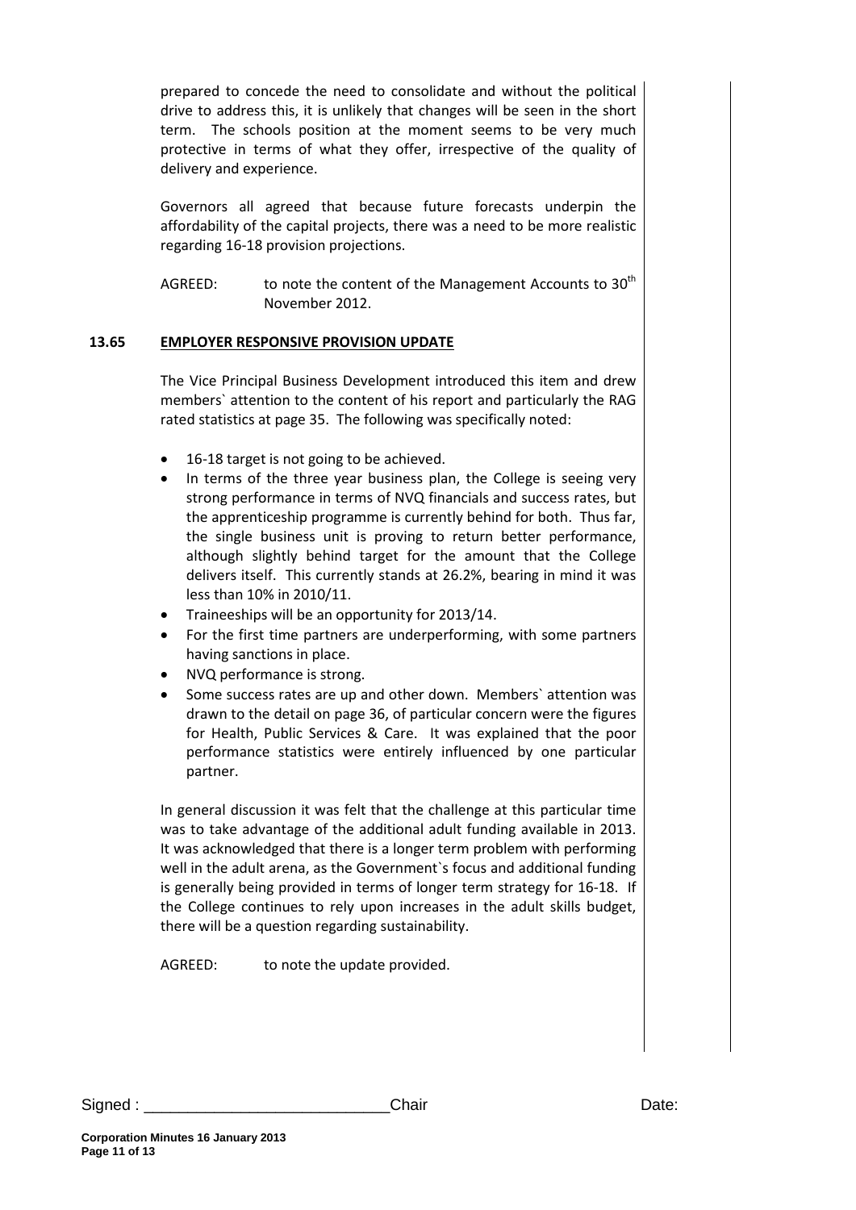prepared to concede the need to consolidate and without the political drive to address this, it is unlikely that changes will be seen in the short term. The schools position at the moment seems to be very much protective in terms of what they offer, irrespective of the quality of delivery and experience.

Governors all agreed that because future forecasts underpin the affordability of the capital projects, there was a need to be more realistic regarding 16-18 provision projections.

AGREED: to note the content of the Management Accounts to 30th November 2012.

## 13.65 EMPLOYER RESPONSIVE PROVISION UPDATE

The Vice Principal Business Development introduced this item and drew members` attention to the content of his report and particularly the RAG rated statistics at page 35. The following was specifically noted:

- 16-18 target is not going to be achieved.
- In terms of the three year business plan, the College is seeing very strong performance in terms of NVQ financials and success rates, but the apprenticeship programme is currently behind for both. Thus far, the single business unit is proving to return better performance, although slightly behind target for the amount that the College delivers itself. This currently stands at 26.2%, bearing in mind it was less than 10% in 2010/11.
- Traineeships will be an opportunity for 2013/14.
- For the first time partners are underperforming, with some partners having sanctions in place.
- NVQ performance is strong.
- Some success rates are up and other down. Members` attention was drawn to the detail on page 36, of particular concern were the figures for Health, Public Services & Care. It was explained that the poor performance statistics were entirely influenced by one particular partner.

In general discussion it was felt that the challenge at this particular time was to take advantage of the additional adult funding available in 2013. It was acknowledged that there is a longer term problem with performing well in the adult arena, as the Government`s focus and additional funding is generally being provided in terms of longer term strategy for 16-18. If the College continues to rely upon increases in the adult skills budget, there will be a question regarding sustainability.

AGREED: to note the update provided.

Signed : ____________________________Chair Date: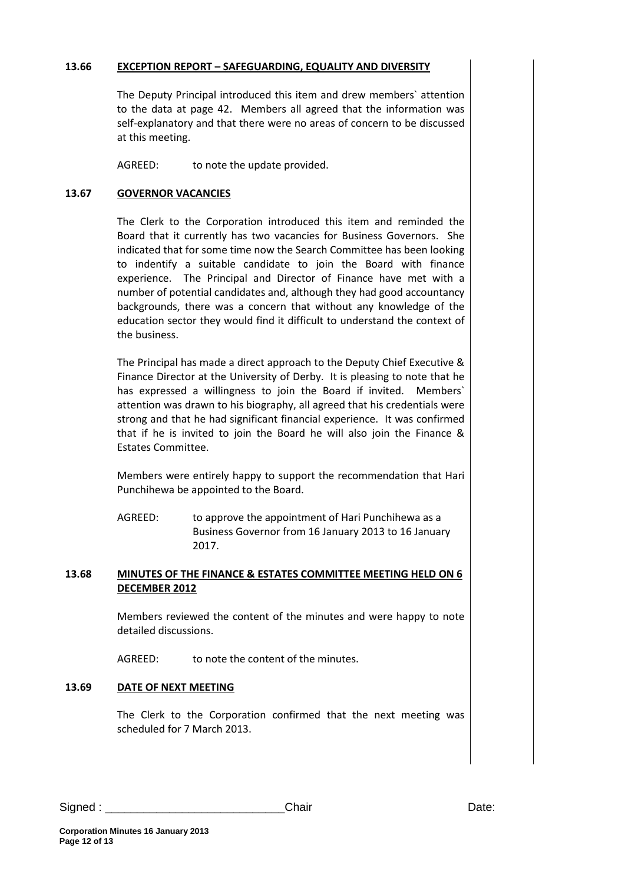## 13.66 EXCEPTION REPORT – SAFEGUARDING, EQUALITY AND DIVERSITY

The Deputy Principal introduced this item and drew members` attention to the data at page 42. Members all agreed that the information was self-explanatory and that there were no areas of concern to be discussed at this meeting.

AGREED: to note the update provided.

## 13.67 GOVERNOR VACANCIES

The Clerk to the Corporation introduced this item and reminded the Board that it currently has two vacancies for Business Governors. She indicated that for some time now the Search Committee has been looking to indentify a suitable candidate to join the Board with finance experience. The Principal and Director of Finance have met with a number of potential candidates and, although they had good accountancy backgrounds, there was a concern that without any knowledge of the education sector they would find it difficult to understand the context of the business.

The Principal has made a direct approach to the Deputy Chief Executive & Finance Director at the University of Derby. It is pleasing to note that he has expressed a willingness to join the Board if invited. Members` attention was drawn to his biography, all agreed that his credentials were strong and that he had significant financial experience. It was confirmed that if he is invited to join the Board he will also join the Finance & Estates Committee.

Members were entirely happy to support the recommendation that Hari Punchihewa be appointed to the Board.

AGREED: to approve the appointment of Hari Punchihewa as a Business Governor from 16 January 2013 to 16 January 2017.

## 13.68 MINUTES OF THE FINANCE & ESTATES COMMITTEE MEETING HELD ON 6 DECEMBER 2012

Members reviewed the content of the minutes and were happy to note detailed discussions.

AGREED: to note the content of the minutes.

## 13.69 DATE OF NEXT MEETING

The Clerk to the Corporation confirmed that the next meeting was scheduled for 7 March 2013.

Signed : ____________________________Chair Date: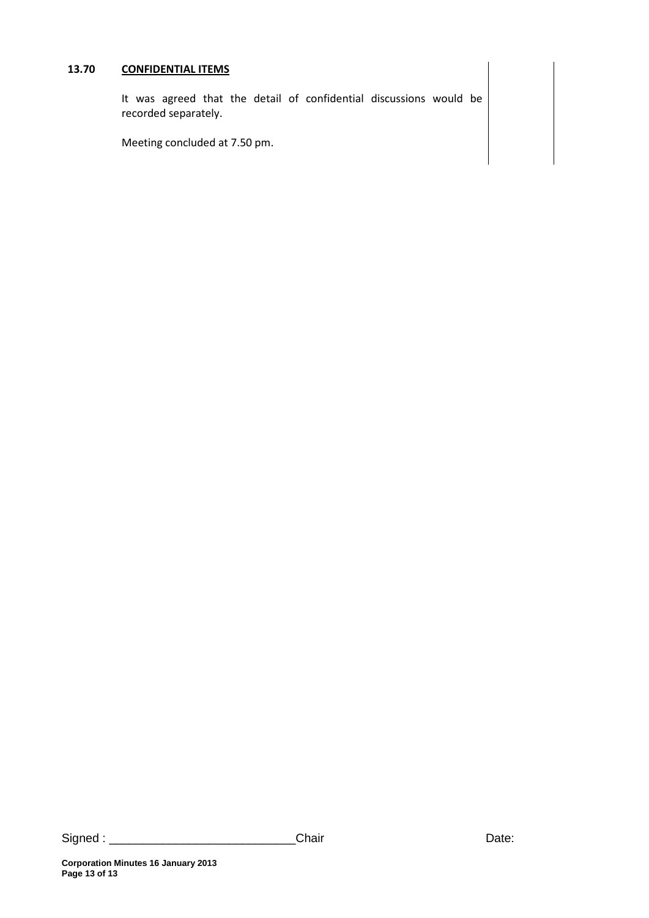**13.70 CONFIDENTIAL ITEMS**

It was agreed that the detail of confidential discussions would be recorded separately.

Meeting concluded at 7.50 pm.

Signed : ___________________________Chair Date: